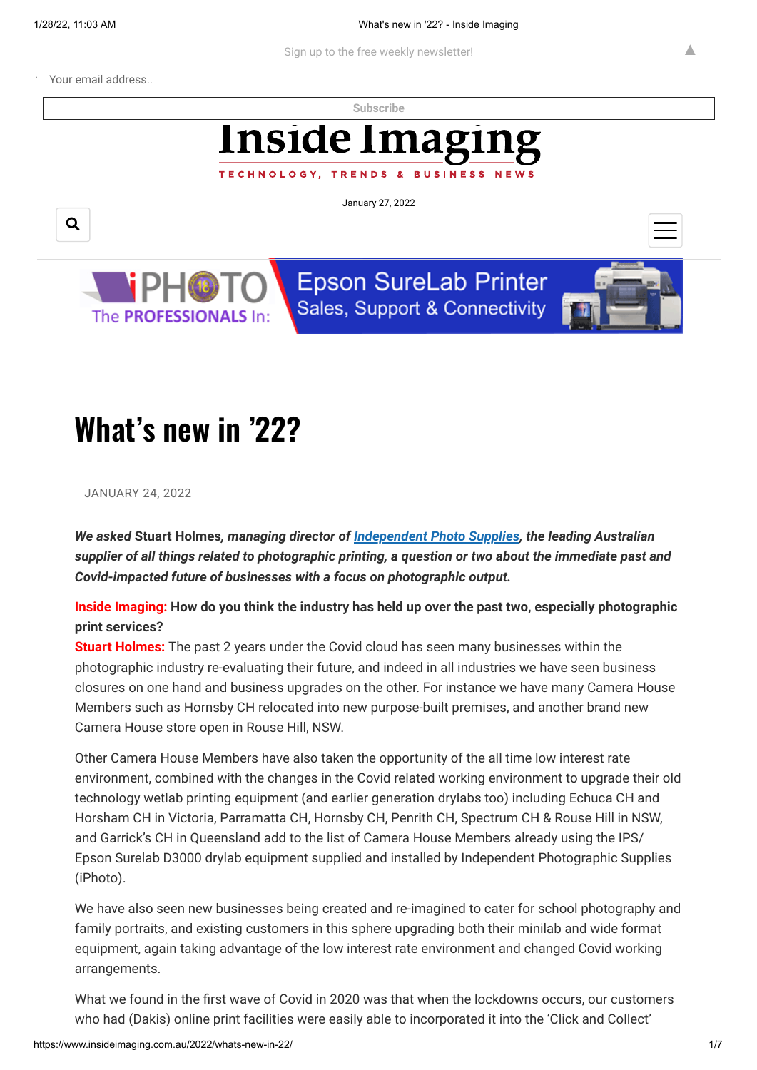# What's new in '22?

JANUARY 24, 2022

***We asked* Stuart Holmes*, managing director of [Independent Photo Supplies](), the leading Australian supplier of all things related to photographic printing, a question or two about the immediate past and Covid-impacted future of businesses with a focus on photographic output.***

**Inside Imaging: How do you think the industry has held up over the past two, especially photographic print services?**

**Stuart Holmes:** The past 2 years under the Covid cloud has seen many businesses within the photographic industry re-evaluating their future, and indeed in all industries we have seen business closures on one hand and business upgrades on the other. For instance we have many Camera House Members such as Hornsby CH relocated into new purpose-built premises, and another brand new Camera House store open in Rouse Hill, NSW.

Other Camera House Members have also taken the opportunity of the all time low interest rate environment, combined with the changes in the Covid related working environment to upgrade their old technology wetlab printing equipment (and earlier generation drylabs too) including Echuca CH and Horsham CH in Victoria, Parramatta CH, Hornsby CH, Penrith CH, Spectrum CH & Rouse Hill in NSW, and Garrick's CH in Queensland add to the list of Camera House Members already using the IPS/ Epson Surelab D3000 drylab equipment supplied and installed by Independent Photographic Supplies (iPhoto).

We have also seen new businesses being created and re-imagined to cater for school photography and family portraits, and existing customers in this sphere upgrading both their minilab and wide format equipment, again taking advantage of the low interest rate environment and changed Covid working arrangements.

What we found in the first wave of Covid in 2020 was that when the lockdowns occurs, our customers who had (Dakis) online print facilities were easily able to incorporated it into the 'Click and Collect'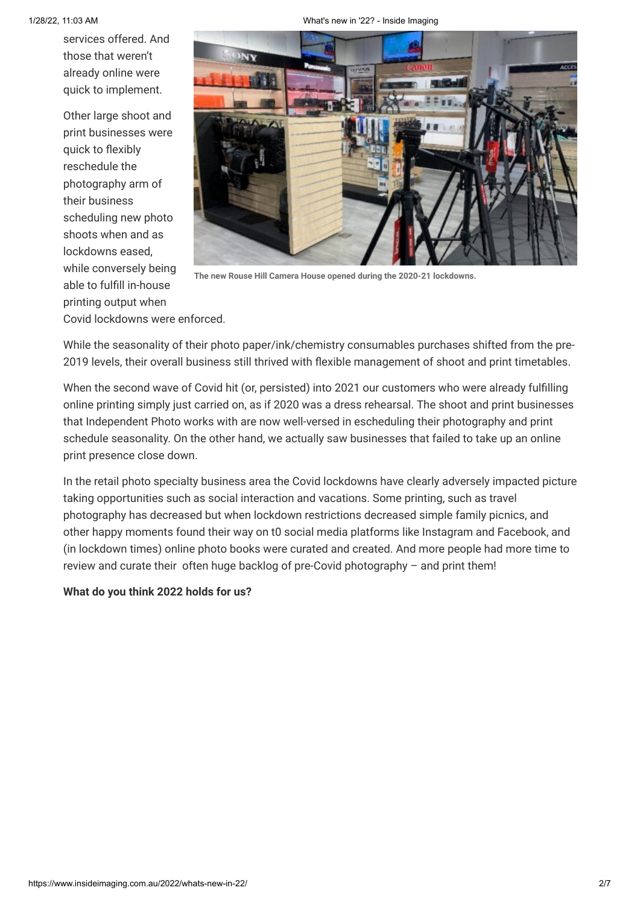services offered. And those that weren't already online were quick to implement.

Other large shoot and print businesses were quick to flexibly reschedule the photography arm of their business scheduling new photo shoots when and as lockdowns eased, while conversely being able to fulfill in-house printing output when Covid lockdowns were enforced.

The new Rouse Hill Camera House opened during the 2020-21 lockdowns.

While the seasonality of their photo paper/ink/chemistry consumables purchases shifted from the pre-2019 levels, their overall business still thrived with flexible management of shoot and print timetables.

When the second wave of Covid hit (or, persisted) into 2021 our customers who were already fulfilling online printing simply just carried on, as if 2020 was a dress rehearsal. The shoot and print businesses that Independent Photo works with are now well-versed in escheduling their photography and print schedule seasonality. On the other hand, we actually saw businesses that failed to take up an online print presence close down.

In the retail photo specialty business area the Covid lockdowns have clearly adversely impacted picture taking opportunities such as social interaction and vacations. Some printing, such as travel photography has decreased but when lockdown restrictions decreased simple family picnics, and other happy moments found their way on t0 social media platforms like Instagram and Facebook, and (in lockdown times) online photo books were curated and created. And more people had more time to review and curate their  often huge backlog of pre-Covid photography – and print them!

**What do you think 2022 holds for us?**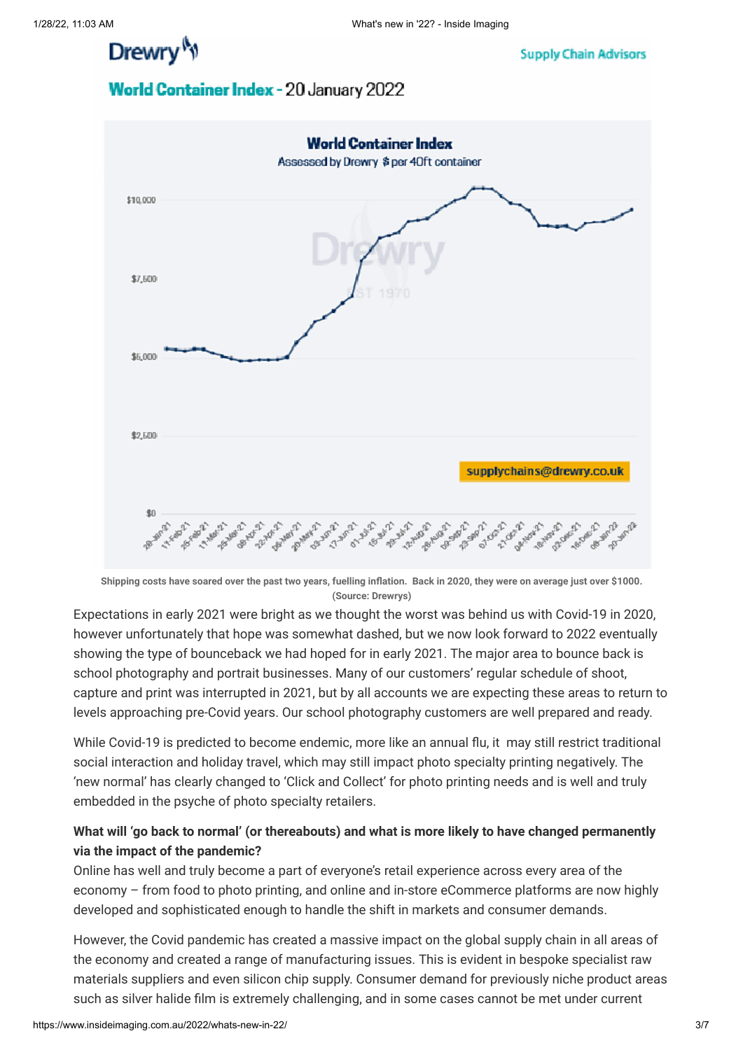Shipping costs have soared over the past two years, fuelling inflation. Back in 2020, they were on average just over $1000. (Source: Drewrys)

Expectations in early 2021 were bright as we thought the worst was behind us with Covid-19 in 2020, however unfortunately that hope was somewhat dashed, but we now look forward to 2022 eventually showing the type of bounceback we had hoped for in early 2021. The major area to bounce back is school photography and portrait businesses. Many of our customers' regular schedule of shoot, capture and print was interrupted in 2021, but by all accounts we are expecting these areas to return to levels approaching pre-Covid years. Our school photography customers are well prepared and ready.

While Covid-19 is predicted to become endemic, more like an annual flu, it may still restrict traditional social interaction and holiday travel, which may still impact photo specialty printing negatively. The 'new normal' has clearly changed to 'Click and Collect' for photo printing needs and is well and truly embedded in the psyche of photo specialty retailers.

**What will 'go back to normal' (or thereabouts) and what is more likely to have changed permanently via the impact of the pandemic?**

Online has well and truly become a part of everyone's retail experience across every area of the economy – from food to photo printing, and online and in-store eCommerce platforms are now highly developed and sophisticated enough to handle the shift in markets and consumer demands.

However, the Covid pandemic has created a massive impact on the global supply chain in all areas of the economy and created a range of manufacturing issues. This is evident in bespoke specialist raw materials suppliers and even silicon chip supply. Consumer demand for previously niche product areas such as silver halide film is extremely challenging, and in some cases cannot be met under current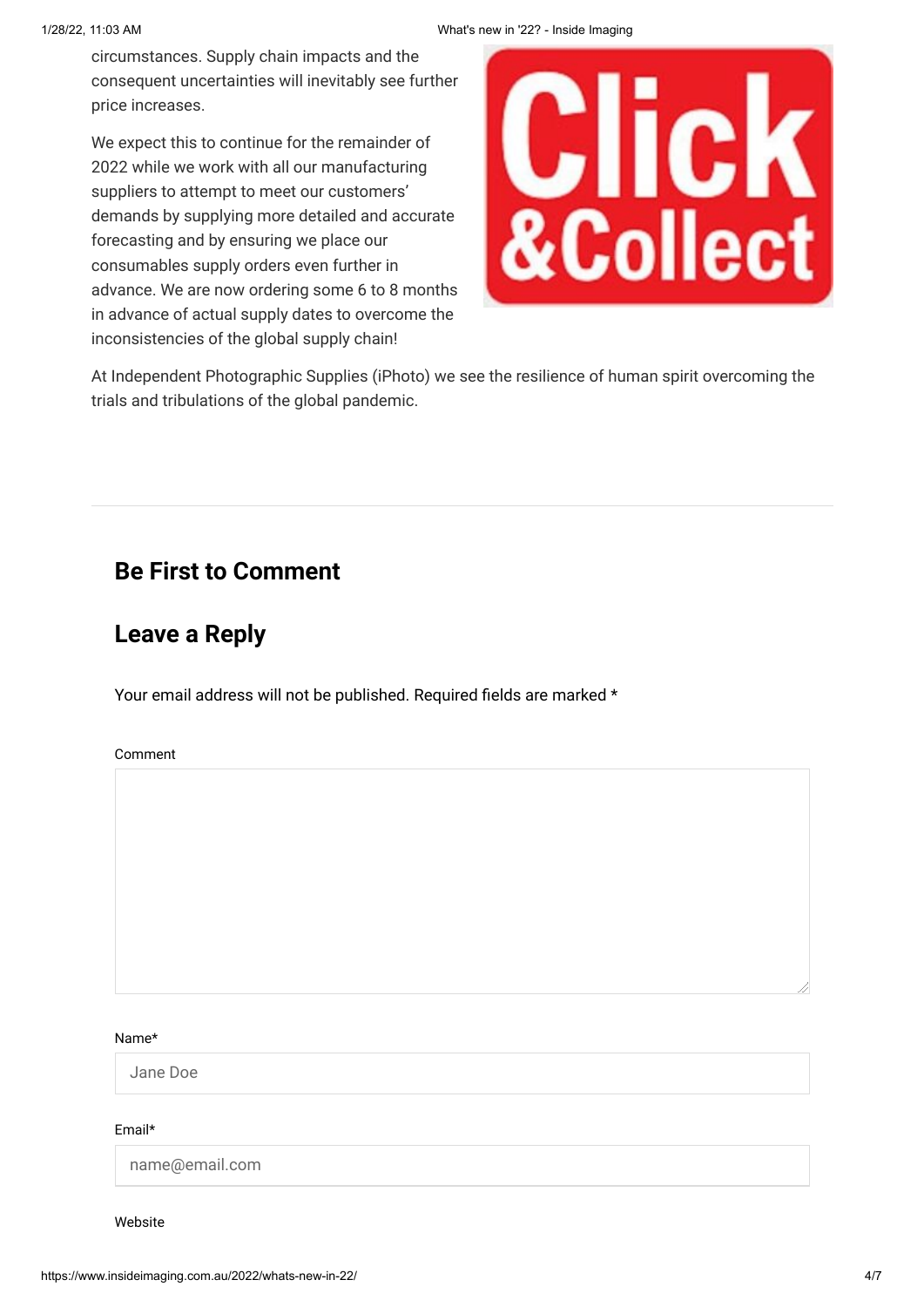circumstances. Supply chain impacts and the consequent uncertainties will inevitably see further price increases.

We expect this to continue for the remainder of 2022 while we work with all our manufacturing suppliers to attempt to meet our customers' demands by supplying more detailed and accurate forecasting and by ensuring we place our consumables supply orders even further in advance. We are now ordering some 6 to 8 months in advance of actual supply dates to overcome the inconsistencies of the global supply chain!

At Independent Photographic Supplies (iPhoto) we see the resilience of human spirit overcoming the trials and tribulations of the global pandemic.

---

## Be First to Comment

## Leave a Reply

Your email address will not be published. Required fields are marked *

Comment

Name*

Jane Doe

Email*

name@email.com

Website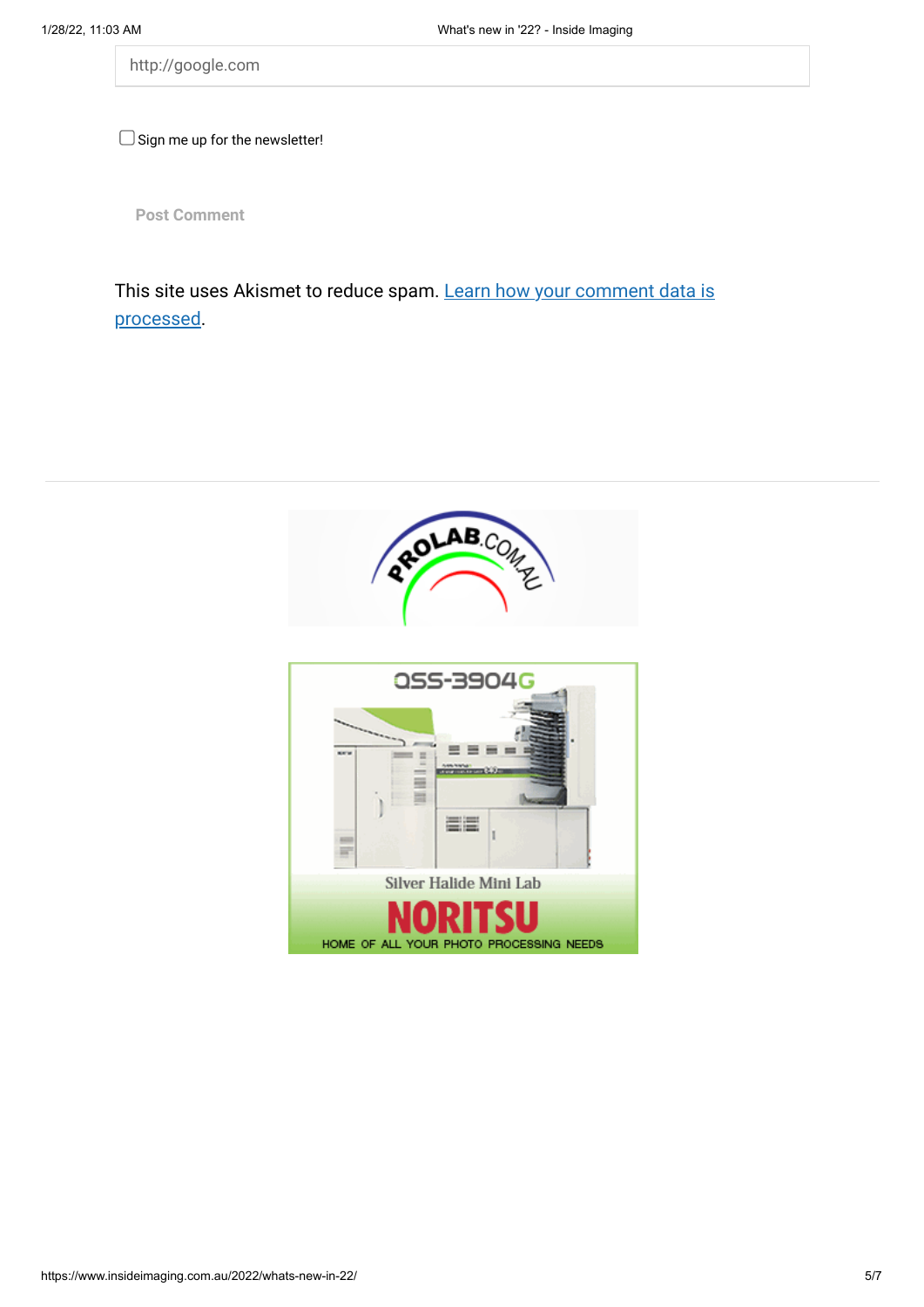http://google.com

☐ Sign me up for the newsletter!

Post Comment

This site uses Akismet to reduce spam. [Learn how your comment data is processed](https://akismet.com/privacy/).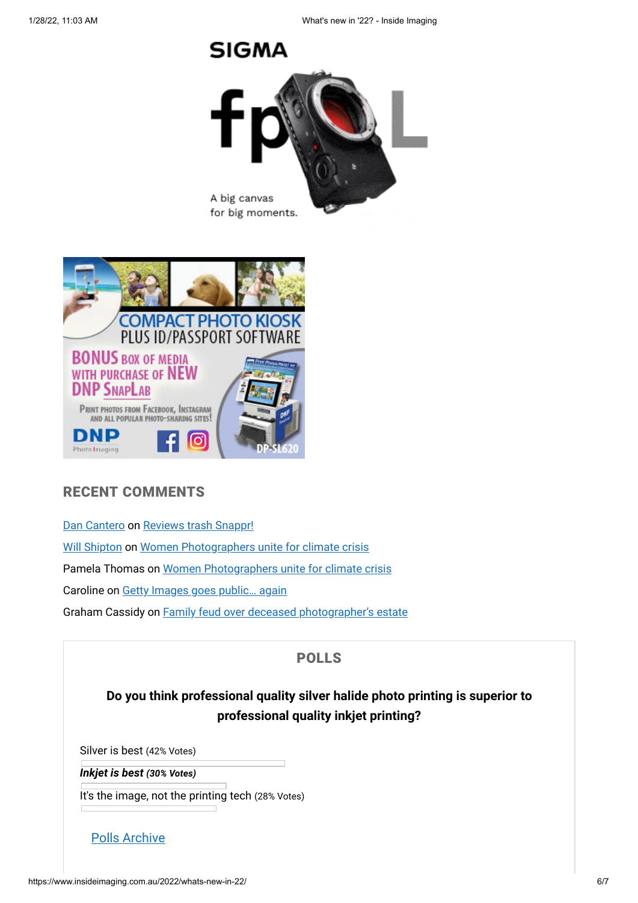## RECENT COMMENTS

Dan Cantero on Reviews trash Snappr!

Will Shipton on Women Photographers unite for climate crisis

Pamela Thomas on Women Photographers unite for climate crisis

Caroline on Getty Images goes public… again

Graham Cassidy on Family feud over deceased photographer's estate

## POLLS

**Do you think professional quality silver halide photo printing is superior to professional quality inkjet printing?**

Silver is best (42% Votes)

***Inkjet is best (30% Votes)***

It's the image, not the printing tech (28% Votes)

Polls Archive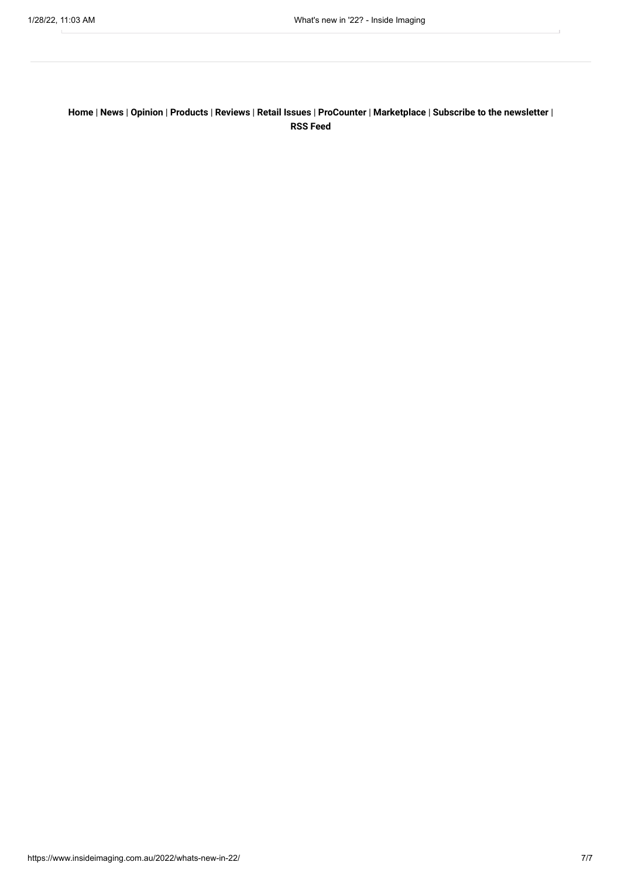**Home** | **News** | **Opinion** | **Products** | **Reviews** | **Retail Issues** | **ProCounter** | **Marketplace** | **Subscribe to the newsletter** | **RSS Feed**